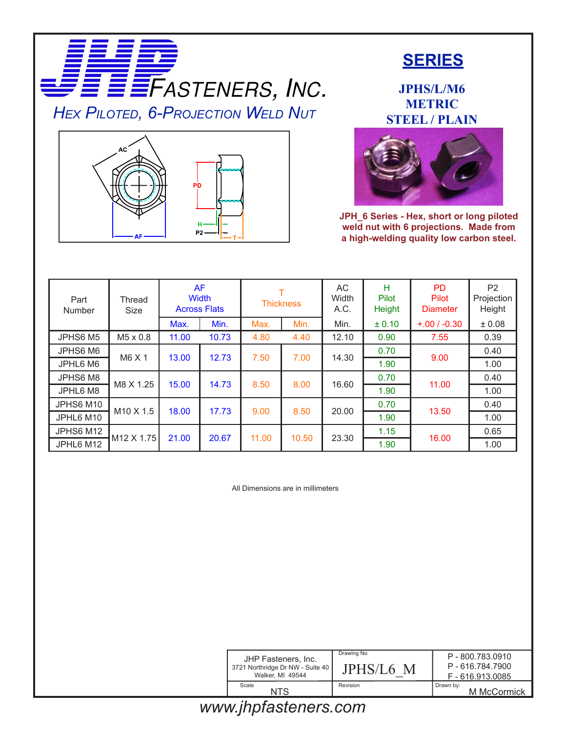# JHP Fasteners, Inc.

## *Hex Piloted, 6-Projection Weld Nut*

## SERIES

**JPHS/L/M6**
**METRIC**
**STEEL / PLAIN**

**JPH_6 Series - Hex, short or long piloted weld nut with 6 projections. Made from a high-welding quality low carbon steel.**

| Part Number | Thread Size | AF Width Across Flats | | T Thickness | | AC Width A.C. | H Pilot Height | PD Pilot Diameter | P2 Projection Height |
|---|---|---|---|---|---|---|---|---|---|
| | | Max. | Min. | Max. | Min. | Min. | ± 0.10 | +.00 / -0.30 | ± 0.08 |
| JPHS6 M5 | M5 x 0.8 | 11.00 | 10.73 | 4.80 | 4.40 | 12.10 | 0.90 | 7.55 | 0.39 |
| JPHS6 M6 | M6 X 1 | 13.00 | 12.73 | 7.50 | 7.00 | 14.30 | 0.70 | 9.00 | 0.40 |
| JPHL6 M6 | | | | | | | 1.90 | | 1.00 |
| JPHS6 M8 | M8 X 1.25 | 15.00 | 14.73 | 8.50 | 8.00 | 16.60 | 0.70 | 11.00 | 0.40 |
| JPHL6 M8 | | | | | | | 1.90 | | 1.00 |
| JPHS6 M10 | M10 X 1.5 | 18.00 | 17.73 | 9.00 | 8.50 | 20.00 | 0.70 | 13.50 | 0.40 |
| JPHL6 M10 | | | | | | | 1.90 | | 1.00 |
| JPHS6 M12 | M12 X 1.75 | 21.00 | 20.67 | 11.00 | 10.50 | 23.30 | 1.15 | 16.00 | 0.65 |
| JPHL6 M12 | | | | | | | 1.90 | | 1.00 |

All Dimensions are in millimeters

| JHP Fasteners, Inc. 3721 Northridge Dr NW - Suite 40 Walker, MI 49544 | Drawing No: JPHS/L6_M | P - 800.783.0910 P - 616.784.7900 F - 616.913.0085 |
|---|---|---|
| Scale: NTS | Revision: | Drawn by: M McCormick |

www.jhpfasteners.com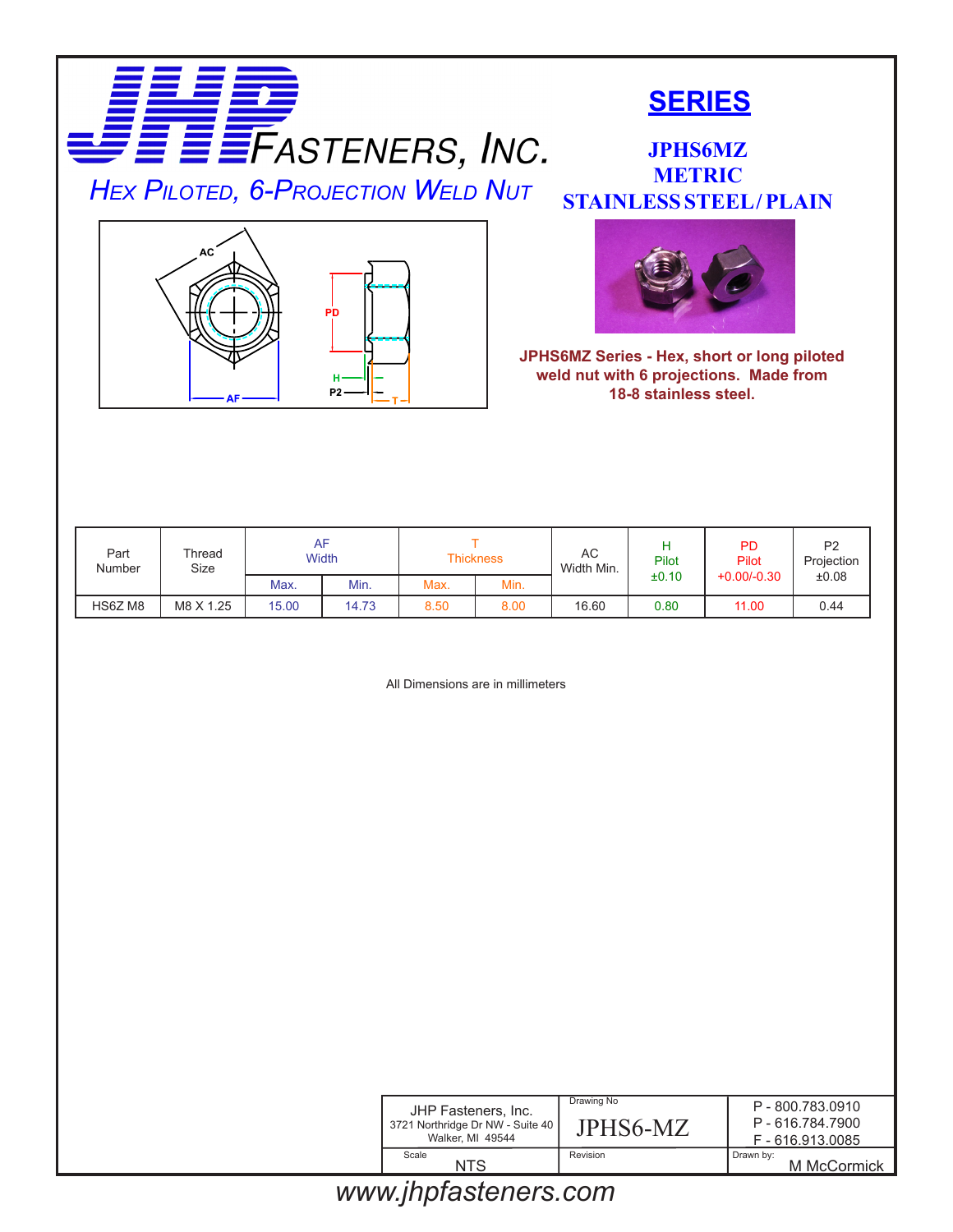# JHP FASTENERS, INC.

## HEX PILOTED, 6-PROJECTION WELD NUT

## SERIES

**JPHS6MZ**
**METRIC**
**STAINLESS STEEL / PLAIN**

AC

PD

H

P2

AF

T

**JPHS6MZ Series - Hex, short or long piloted weld nut with 6 projections. Made from 18-8 stainless steel.**

| Part Number | Thread Size | AF Width | | T Thickness | | AC Width Min. | H Pilot ±0.10 | PD Pilot +0.00/-0.30 | P2 Projection ±0.08 |
|---|---|---|---|---|---|---|---|---|---|
| | | Max. | Min. | Max. | Min. | | | | |
| HS6Z M8 | M8 X 1.25 | 15.00 | 14.73 | 8.50 | 8.00 | 16.60 | 0.80 | 11.00 | 0.44 |

All Dimensions are in millimeters

| | | |
|---|---|---|
| JHP Fasteners, Inc.<br>3721 Northridge Dr NW - Suite 40<br>Walker, MI 49544 | Drawing No<br>JPHS6-MZ | P - 800.783.0910<br>P - 616.784.7900<br>F - 616.913.0085 |
| Scale<br>NTS | Revision | Drawn by:<br>M McCormick |

www.jhpfasteners.com